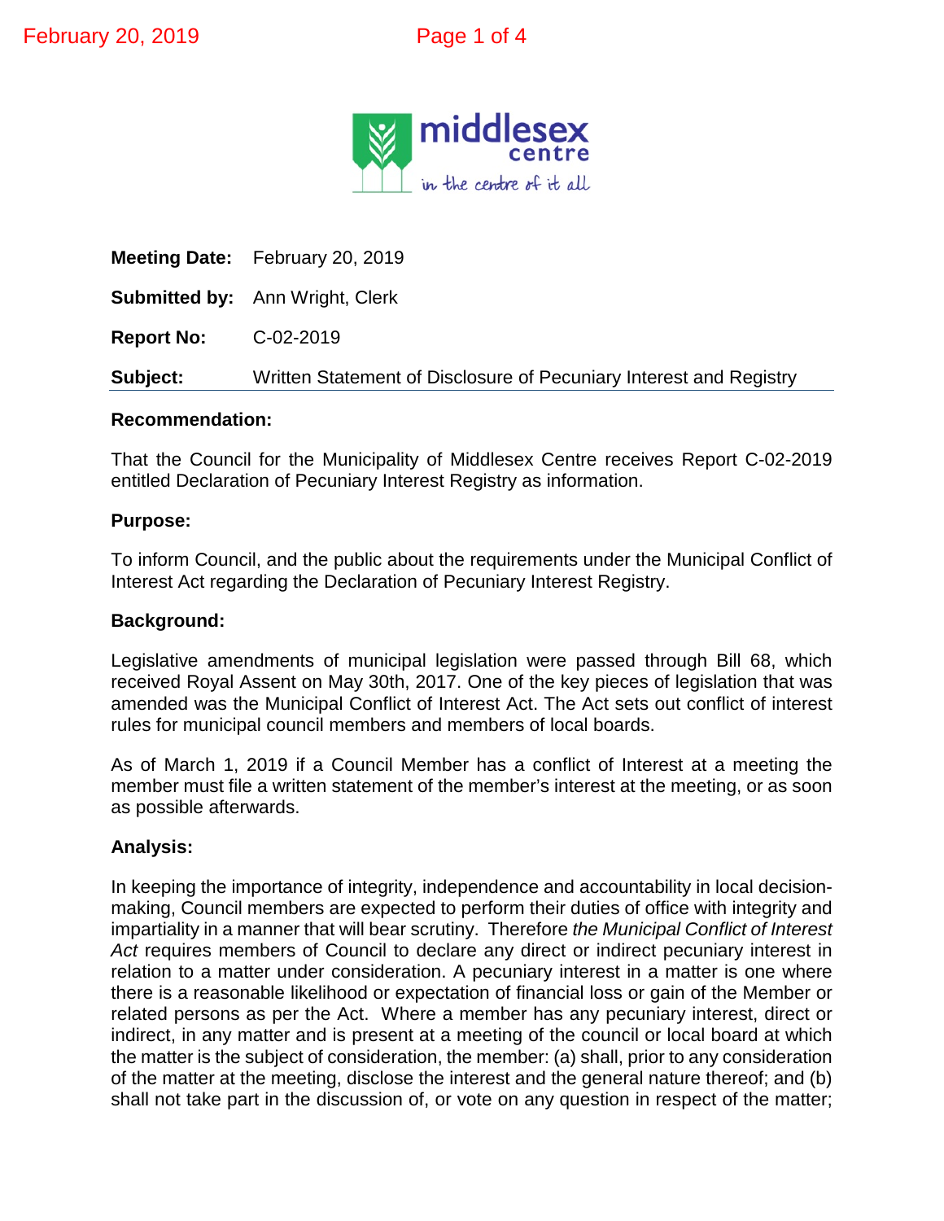**Meeting Date:** February 20, 2019

**Submitted by:** Ann Wright, Clerk

**Report No:** C-02-2019

**Subject:** Written Statement of Disclosure of Pecuniary Interest and Registry

---

### Recommendation:

That the Council for the Municipality of Middlesex Centre receives Report C-02-2019 entitled Declaration of Pecuniary Interest Registry as information.

### Purpose:

To inform Council, and the public about the requirements under the Municipal Conflict of Interest Act regarding the Declaration of Pecuniary Interest Registry.

### Background:

Legislative amendments of municipal legislation were passed through Bill 68, which received Royal Assent on May 30th, 2017. One of the key pieces of legislation that was amended was the Municipal Conflict of Interest Act. The Act sets out conflict of interest rules for municipal council members and members of local boards.

As of March 1, 2019 if a Council Member has a conflict of Interest at a meeting the member must file a written statement of the member's interest at the meeting, or as soon as possible afterwards.

### Analysis:

In keeping the importance of integrity, independence and accountability in local decision-making, Council members are expected to perform their duties of office with integrity and impartiality in a manner that will bear scrutiny. Therefore *the Municipal Conflict of Interest Act* requires members of Council to declare any direct or indirect pecuniary interest in relation to a matter under consideration. A pecuniary interest in a matter is one where there is a reasonable likelihood or expectation of financial loss or gain of the Member or related persons as per the Act. Where a member has any pecuniary interest, direct or indirect, in any matter and is present at a meeting of the council or local board at which the matter is the subject of consideration, the member: (a) shall, prior to any consideration of the matter at the meeting, disclose the interest and the general nature thereof; and (b) shall not take part in the discussion of, or vote on any question in respect of the matter;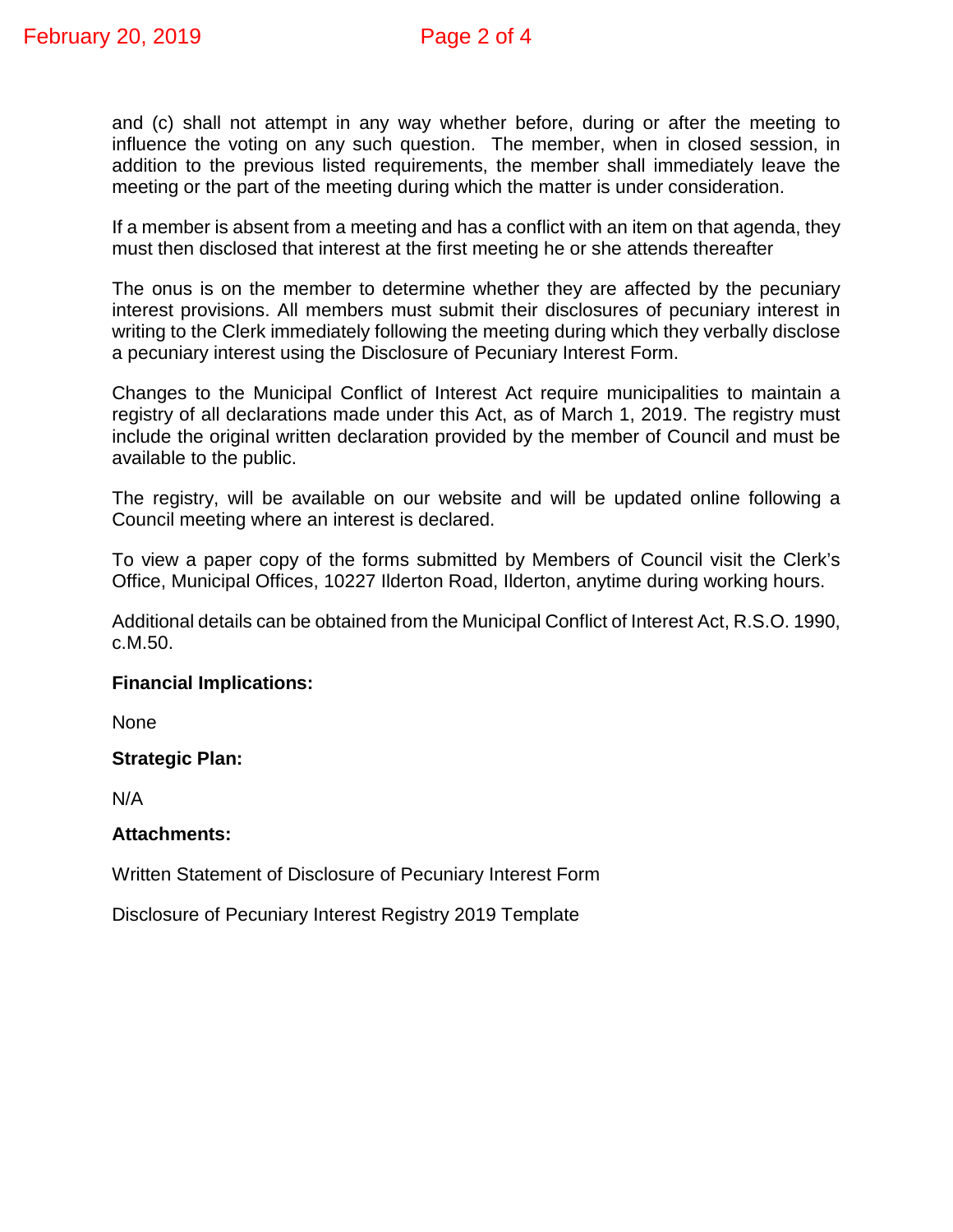and (c) shall not attempt in any way whether before, during or after the meeting to influence the voting on any such question. The member, when in closed session, in addition to the previous listed requirements, the member shall immediately leave the meeting or the part of the meeting during which the matter is under consideration.

If a member is absent from a meeting and has a conflict with an item on that agenda, they must then disclosed that interest at the first meeting he or she attends thereafter

The onus is on the member to determine whether they are affected by the pecuniary interest provisions. All members must submit their disclosures of pecuniary interest in writing to the Clerk immediately following the meeting during which they verbally disclose a pecuniary interest using the Disclosure of Pecuniary Interest Form.

Changes to the Municipal Conflict of Interest Act require municipalities to maintain a registry of all declarations made under this Act, as of March 1, 2019. The registry must include the original written declaration provided by the member of Council and must be available to the public.

The registry, will be available on our website and will be updated online following a Council meeting where an interest is declared.

To view a paper copy of the forms submitted by Members of Council visit the Clerk's Office, Municipal Offices, 10227 Ilderton Road, Ilderton, anytime during working hours.

Additional details can be obtained from the Municipal Conflict of Interest Act, R.S.O. 1990, c.M.50.

**Financial Implications:**

None

**Strategic Plan:**

N/A

**Attachments:**

Written Statement of Disclosure of Pecuniary Interest Form

Disclosure of Pecuniary Interest Registry 2019 Template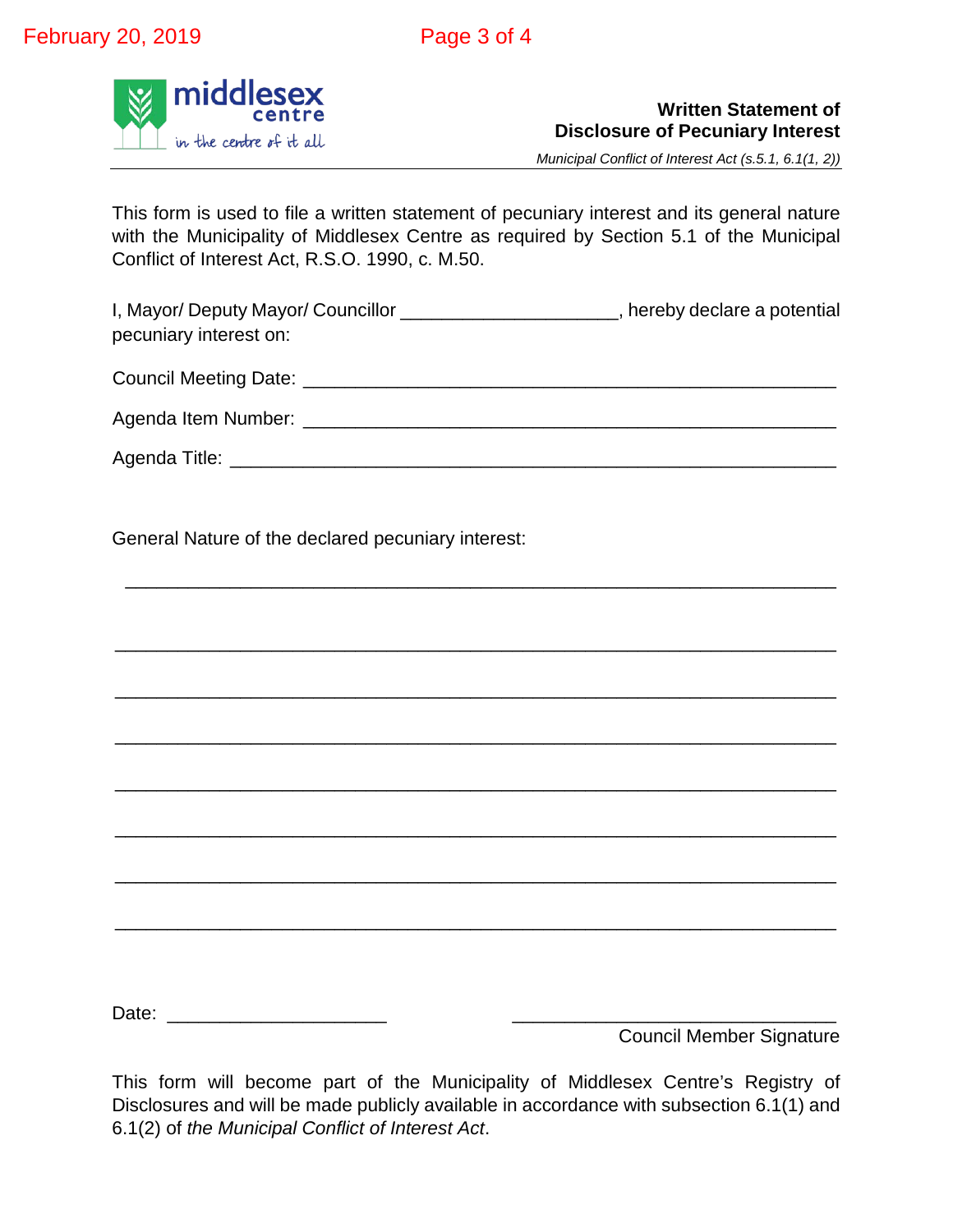**middlesex centre**
*in the centre of it all*

## Written Statement of Disclosure of Pecuniary Interest

*Municipal Conflict of Interest Act (s.5.1, 6.1(1, 2))*

This form is used to file a written statement of pecuniary interest and its general nature with the Municipality of Middlesex Centre as required by Section 5.1 of the Municipal Conflict of Interest Act, R.S.O. 1990, c. M.50.

I, Mayor/ Deputy Mayor/ Councillor ____________________, hereby declare a potential pecuniary interest on:

Council Meeting Date: ______________________________________________

Agenda Item Number: ______________________________________________

Agenda Title: ____________________________________________________

General Nature of the declared pecuniary interest:

_________________________________________________________________

_________________________________________________________________

_________________________________________________________________

_________________________________________________________________

_________________________________________________________________

_________________________________________________________________

_________________________________________________________________

_________________________________________________________________

Date: ____________________          ______________________________
Council Member Signature

This form will become part of the Municipality of Middlesex Centre's Registry of Disclosures and will be made publicly available in accordance with subsection 6.1(1) and 6.1(2) of *the Municipal Conflict of Interest Act*.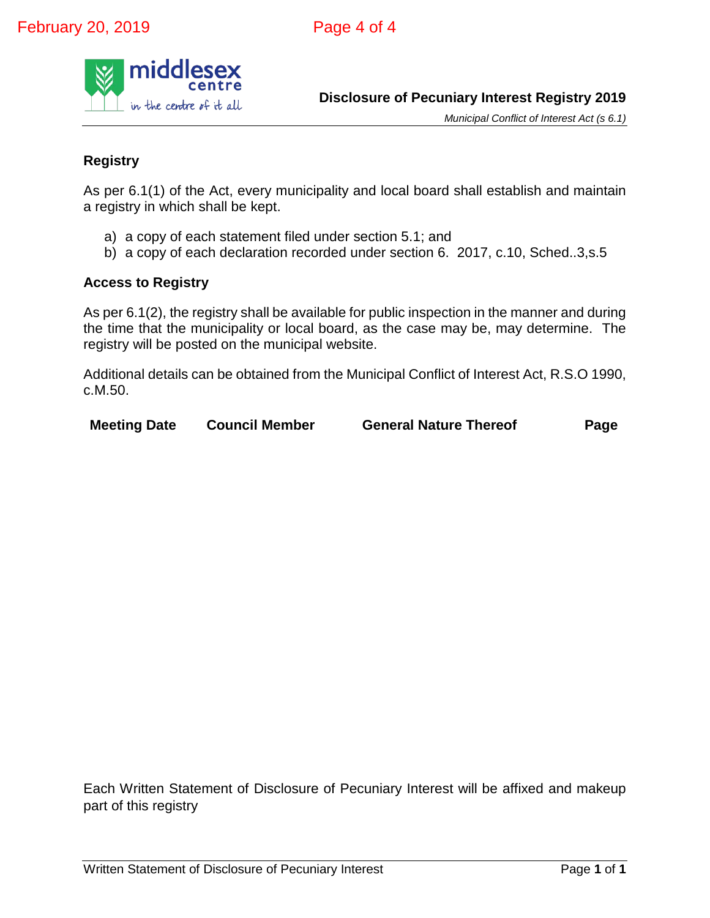# Disclosure of Pecuniary Interest Registry 2019

*Municipal Conflict of Interest Act (s 6.1)*

**Registry**

As per 6.1(1) of the Act, every municipality and local board shall establish and maintain a registry in which shall be kept.

a) a copy of each statement filed under section 5.1; and
b) a copy of each declaration recorded under section 6. 2017, c.10, Sched..3,s.5

**Access to Registry**

As per 6.1(2), the registry shall be available for public inspection in the manner and during the time that the municipality or local board, as the case may be, may determine. The registry will be posted on the municipal website.

Additional details can be obtained from the Municipal Conflict of Interest Act, R.S.O 1990, c.M.50.

| Meeting Date | Council Member | General Nature Thereof | Page |
|---|---|---|---|

Each Written Statement of Disclosure of Pecuniary Interest will be affixed and makeup part of this registry

Written Statement of Disclosure of Pecuniary Interest